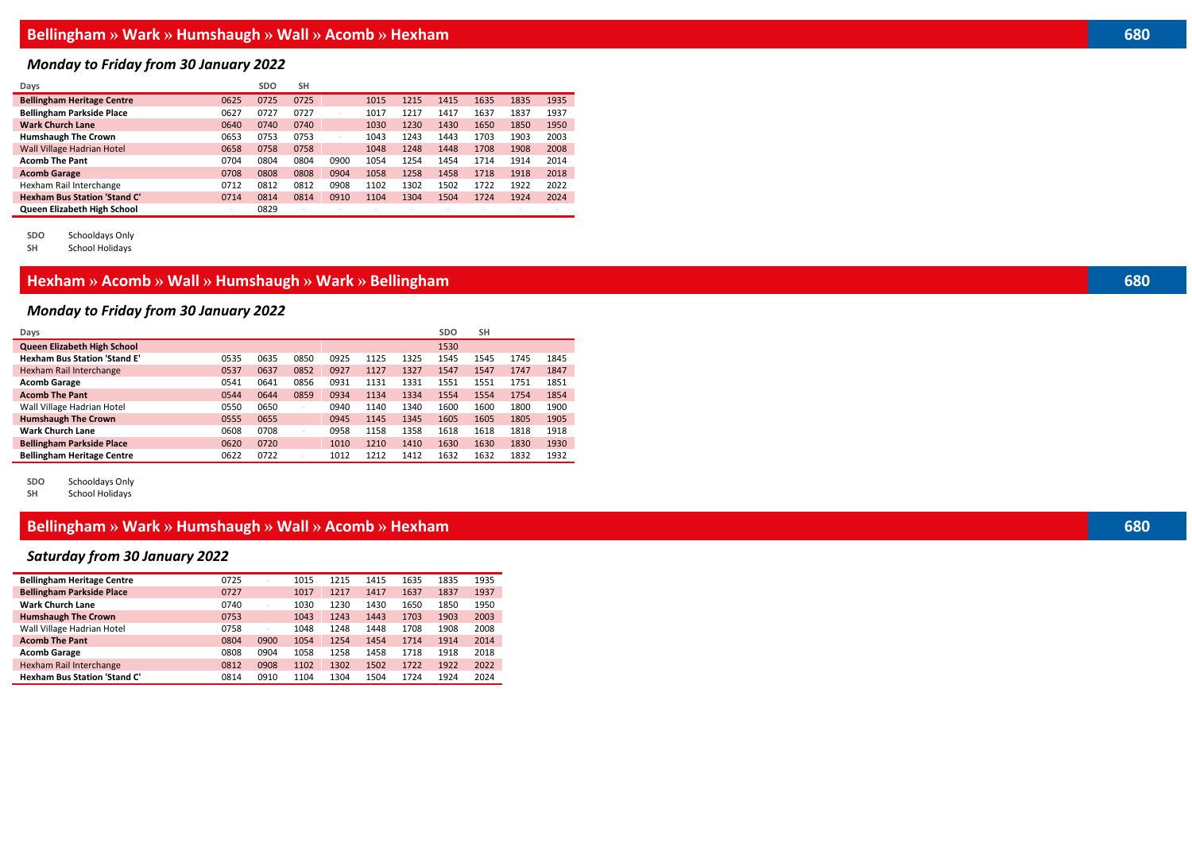## Bellingham » Wark » Humshaugh » Wall » Acomb » Hexham — 680

### *Monday to Friday from 30 January 2022*

| Days | | SDO | SH | | | | | | | |
|---|---|---|---|---|---|---|---|---|---|---|
| **Bellingham Heritage Centre** | 0625 | 0725 | 0725 | | 1015 | 1215 | 1415 | 1635 | 1835 | 1935 |
| **Bellingham Parkside Place** | 0627 | 0727 | 0727 | - | 1017 | 1217 | 1417 | 1637 | 1837 | 1937 |
| **Wark Church Lane** | 0640 | 0740 | 0740 | | 1030 | 1230 | 1430 | 1650 | 1850 | 1950 |
| **Humshaugh The Crown** | 0653 | 0753 | 0753 | - | 1043 | 1243 | 1443 | 1703 | 1903 | 2003 |
| Wall Village Hadrian Hotel | 0658 | 0758 | 0758 | | 1048 | 1248 | 1448 | 1708 | 1908 | 2008 |
| **Acomb The Pant** | 0704 | 0804 | 0804 | 0900 | 1054 | 1254 | 1454 | 1714 | 1914 | 2014 |
| **Acomb Garage** | 0708 | 0808 | 0808 | 0904 | 1058 | 1258 | 1458 | 1718 | 1918 | 2018 |
| Hexham Rail Interchange | 0712 | 0812 | 0812 | 0908 | 1102 | 1302 | 1502 | 1722 | 1922 | 2022 |
| **Hexham Bus Station 'Stand C'** | 0714 | 0814 | 0814 | 0910 | 1104 | 1304 | 1504 | 1724 | 1924 | 2024 |
| **Queen Elizabeth High School** | - | 0829 | - | - | - | - | - | - | - | - |

**SDO** Schooldays Only
**SH** School Holidays

## Hexham » Acomb » Wall » Humshaugh » Wark » Bellingham — 680

### *Monday to Friday from 30 January 2022*

| Days | | | | | | | SDO | SH | | |
|---|---|---|---|---|---|---|---|---|---|---|
| **Queen Elizabeth High School** | | | | | | | 1530 | | | |
| **Hexham Bus Station 'Stand E'** | 0535 | 0635 | 0850 | 0925 | 1125 | 1325 | 1545 | 1545 | 1745 | 1845 |
| Hexham Rail Interchange | 0537 | 0637 | 0852 | 0927 | 1127 | 1327 | 1547 | 1547 | 1747 | 1847 |
| **Acomb Garage** | 0541 | 0641 | 0856 | 0931 | 1131 | 1331 | 1551 | 1551 | 1751 | 1851 |
| **Acomb The Pant** | 0544 | 0644 | 0859 | 0934 | 1134 | 1334 | 1554 | 1554 | 1754 | 1854 |
| Wall Village Hadrian Hotel | 0550 | 0650 | - | 0940 | 1140 | 1340 | 1600 | 1600 | 1800 | 1900 |
| **Humshaugh The Crown** | 0555 | 0655 | | 0945 | 1145 | 1345 | 1605 | 1605 | 1805 | 1905 |
| **Wark Church Lane** | 0608 | 0708 | - | 0958 | 1158 | 1358 | 1618 | 1618 | 1818 | 1918 |
| **Bellingham Parkside Place** | 0620 | 0720 | | 1010 | 1210 | 1410 | 1630 | 1630 | 1830 | 1930 |
| **Bellingham Heritage Centre** | 0622 | 0722 | - | 1012 | 1212 | 1412 | 1632 | 1632 | 1832 | 1932 |

**SDO** Schooldays Only
**SH** School Holidays

## Bellingham » Wark » Humshaugh » Wall » Acomb » Hexham — 680

### *Saturday from 30 January 2022*

| | | | | | | | | |
|---|---|---|---|---|---|---|---|---|
| **Bellingham Heritage Centre** | 0725 | - | 1015 | 1215 | 1415 | 1635 | 1835 | 1935 |
| **Bellingham Parkside Place** | 0727 | | 1017 | 1217 | 1417 | 1637 | 1837 | 1937 |
| **Wark Church Lane** | 0740 | - | 1030 | 1230 | 1430 | 1650 | 1850 | 1950 |
| **Humshaugh The Crown** | 0753 | | 1043 | 1243 | 1443 | 1703 | 1903 | 2003 |
| Wall Village Hadrian Hotel | 0758 | - | 1048 | 1248 | 1448 | 1708 | 1908 | 2008 |
| **Acomb The Pant** | 0804 | 0900 | 1054 | 1254 | 1454 | 1714 | 1914 | 2014 |
| **Acomb Garage** | 0808 | 0904 | 1058 | 1258 | 1458 | 1718 | 1918 | 2018 |
| Hexham Rail Interchange | 0812 | 0908 | 1102 | 1302 | 1502 | 1722 | 1922 | 2022 |
| **Hexham Bus Station 'Stand C'** | 0814 | 0910 | 1104 | 1304 | 1504 | 1724 | 1924 | 2024 |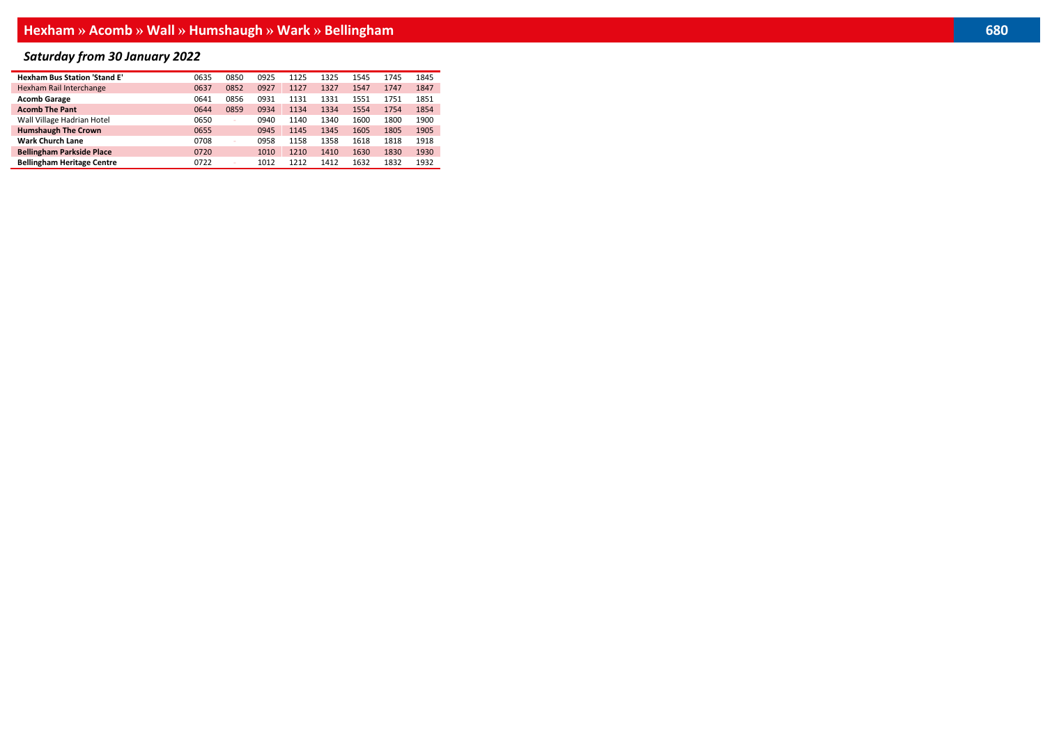# Hexham » Acomb » Wall » Humshaugh » Wark » Bellingham

680

## *Saturday from 30 January 2022*

| | | | | | | | | |
|---|---|---|---|---|---|---|---|---|
| **Hexham Bus Station 'Stand E'** | 0635 | 0850 | 0925 | 1125 | 1325 | 1545 | 1745 | 1845 |
| Hexham Rail Interchange | 0637 | 0852 | 0927 | 1127 | 1327 | 1547 | 1747 | 1847 |
| **Acomb Garage** | 0641 | 0856 | 0931 | 1131 | 1331 | 1551 | 1751 | 1851 |
| **Acomb The Pant** | 0644 | 0859 | 0934 | 1134 | 1334 | 1554 | 1754 | 1854 |
| Wall Village Hadrian Hotel | 0650 | - | 0940 | 1140 | 1340 | 1600 | 1800 | 1900 |
| **Humshaugh The Crown** | 0655 | | 0945 | 1145 | 1345 | 1605 | 1805 | 1905 |
| **Wark Church Lane** | 0708 | - | 0958 | 1158 | 1358 | 1618 | 1818 | 1918 |
| **Bellingham Parkside Place** | 0720 | | 1010 | 1210 | 1410 | 1630 | 1830 | 1930 |
| **Bellingham Heritage Centre** | 0722 | - | 1012 | 1212 | 1412 | 1632 | 1832 | 1932 |